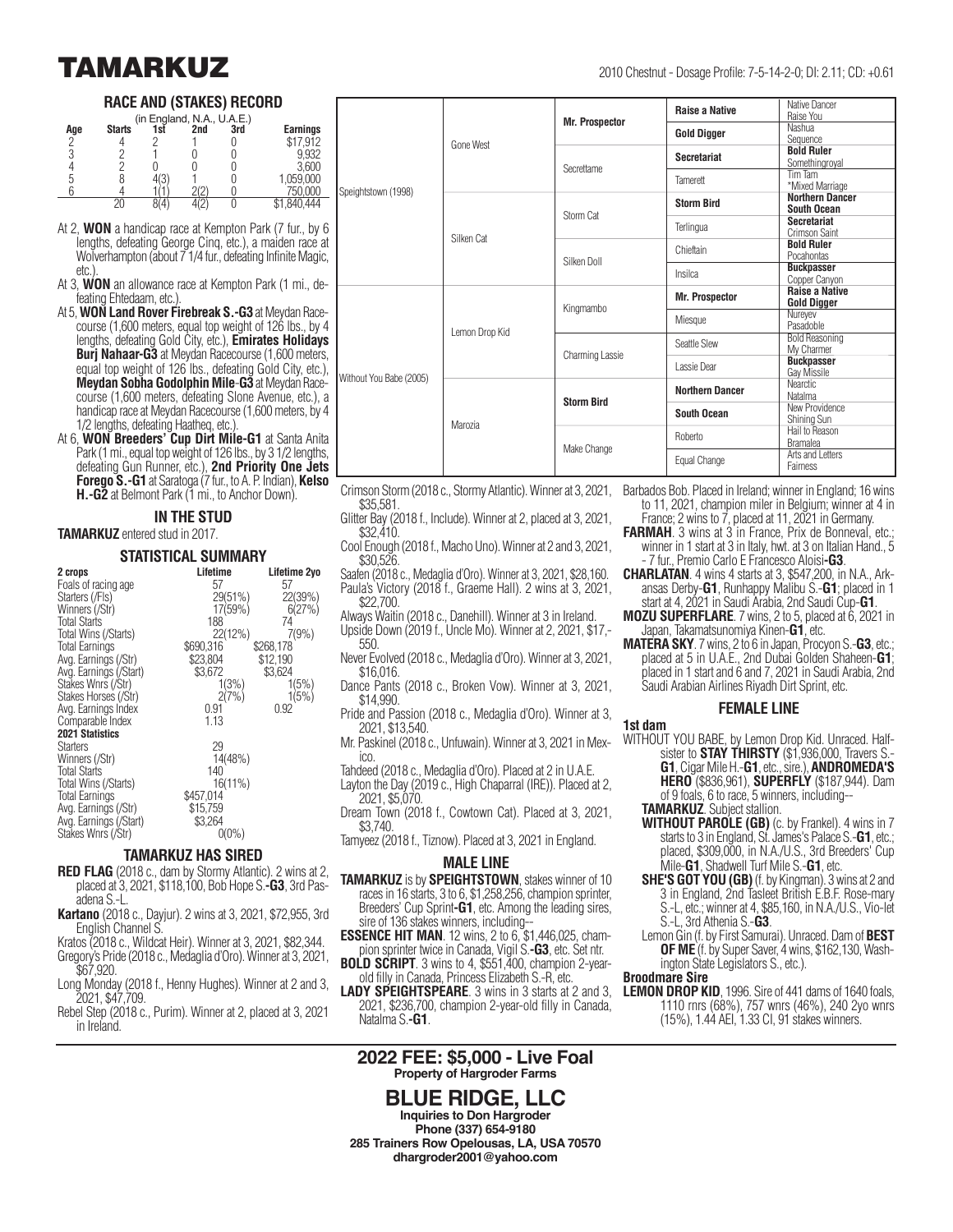# TAMARKUZ

2010 Chestnut - Dosage Profile: 7-5-14-2-0; DI: 2.11; CD: +0.61

## RACE AND (STAKES) RECORD

(in England, N.A., U.A.E.)

| Age | Starts | 1st | 2nd | 3rd | Earnings |
|---|---|---|---|---|---|
| 2 | 4 | 2 | 1 | 0 | $17,912 |
| 3 | 2 | 1 | 0 | 0 | 9,932 |
| 4 | 2 | 0 | 0 | 0 | 3,600 |
| 5 | 8 | 4(3) | 1 | 0 | 1,059,000 |
| 6 | 4 | 1(1) | 2(2) | 0 | 750,000 |
| | 20 | 8(4) | 4(2) | 0 | $1,840,444 |

At 2, **WON** a handicap race at Kempton Park (7 fur., by 6 lengths, defeating George Cinq, etc.), a maiden race at Wolverhampton (about 7 1/4 fur., defeating Infinite Magic, etc.).

At 3, **WON** an allowance race at Kempton Park (1 mi., defeating Ehtedaam, etc.).

At 5, **WON Land Rover Firebreak S.-G3** at Meydan Racecourse (1,600 meters, equal top weight of 126 lbs., by 4 lengths, defeating Gold City, etc.), **Emirates Holidays Burj Nahaar-G3** at Meydan Racecourse (1,600 meters, equal top weight of 126 lbs., defeating Gold City, etc.), **Meydan Sobha Godolphin Mile-G3** at Meydan Racecourse (1,600 meters, defeating Slone Avenue, etc.), a handicap race at Meydan Racecourse (1,600 meters, by 4 1/2 lengths, defeating Haatheq, etc.).

At 6, **WON Breeders' Cup Dirt Mile-G1** at Santa Anita Park (1 mi., equal top weight of 126 lbs., by 3 1/2 lengths, defeating Gun Runner, etc.), **2nd Priority One Jets Forego S.-G1** at Saratoga (7 fur., to A. P. Indian), **Kelso H.-G2** at Belmont Park (1 mi., to Anchor Down).

| | | | | |
|---|---|---|---|---|
| Speightstown (1998) | Gone West | Mr. Prospector | **Raise a Native** | Native Dancer / Raise You |
| | | | **Gold Digger** | Nashua / Sequence |
| | | Secrettame | **Secretariat** | **Bold Ruler** / Somethingroyal |
| | | | Tamerett | Tim Tam / *Mixed Marriage |
| | Silken Cat | Storm Cat | **Storm Bird** | **Northern Dancer** / **South Ocean** |
| | | | Terlingua | **Secretariat** / Crimson Saint |
| | | Silken Doll | Chieftain | **Bold Ruler** / Pocahontas |
| | | | Insilca | **Buckpasser** / Copper Canyon |
| Without You Babe (2005) | Lemon Drop Kid | Kingmambo | **Mr. Prospector** | **Raise a Native** / **Gold Digger** |
| | | | Miesque | Nureyev / Pasadoble |
| | | Charming Lassie | Seattle Slew | Bold Reasoning / My Charmer |
| | | | Lassie Dear | **Buckpasser** / Gay Missile |
| | Marozia | **Storm Bird** | **Northern Dancer** | Nearctic / Natalma |
| | | | **South Ocean** | New Providence / Shining Sun |
| | | Make Change | Roberto | Hail to Reason / Bramalea |
| | | | Equal Change | Arts and Letters / Fairness |

## IN THE STUD

**TAMARKUZ** entered stud in 2017.

## STATISTICAL SUMMARY

| 2 crops | Lifetime | Lifetime 2yo |
|---|---|---|
| Foals of racing age | 57 | 57 |
| Starters (/Fls) | 29(51%) | 22(39%) |
| Winners (/Str) | 17(59%) | 6(27%) |
| Total Starts | 188 | 74 |
| Total Wins (/Starts) | 22(12%) | 7(9%) |
| Total Earnings | $690,316 | $268,178 |
| Avg. Earnings (/Str) | $23,804 | $12,190 |
| Avg. Earnings (/Start) | $3,672 | $3,624 |
| Stakes Wnrs (/Str) | 1(3%) | 1(5%) |
| Stakes Horses (/Str) | 2(7%) | 1(5%) |
| Avg. Earnings Index | 0.91 | 0.92 |
| Comparable Index | 1.13 | |
| **2021 Statistics** | | |
| Starters | 29 | |
| Winners (/Str) | 14(48%) | |
| Total Starts | 140 | |
| Total Wins (/Starts) | 16(11%) | |
| Total Earnings | $457,014 | |
| Avg. Earnings (/Str) | $15,759 | |
| Avg. Earnings (/Start) | $3,264 | |
| Stakes Wnrs (/Str) | 0(0%) | |

## TAMARKUZ HAS SIRED

**RED FLAG** (2018 c., dam by Stormy Atlantic). 2 wins at 2, placed at 3, 2021, $118,100, Bob Hope S.-**G3**, 3rd Pasadena S.-L.

**Kartano** (2018 c., Dayjur). 2 wins at 3, 2021, $72,955, 3rd English Channel S.

Kratos (2018 c., Wildcat Heir). Winner at 3, 2021, $82,344.

Gregory's Pride (2018 c., Medaglia d'Oro). Winner at 3, 2021, $67,920.

Long Monday (2018 f., Henny Hughes). Winner at 2 and 3, 2021, $47,709.

Rebel Step (2018 c., Purim). Winner at 2, placed at 3, 2021 in Ireland.

Crimson Storm (2018 c., Stormy Atlantic). Winner at 3, 2021, $35,581.

Glitter Bay (2018 f., Include). Winner at 2, placed at 3, 2021, $32,410.

Cool Enough (2018 f., Macho Uno). Winner at 2 and 3, 2021, $30,526.

Saafen (2018 c., Medaglia d'Oro). Winner at 3, 2021, $28,160.

Paula's Victory (2018 f., Graeme Hall). 2 wins at 3, 2021, $22,700.

Always Waitin (2018 c., Danehill). Winner at 3 in Ireland.

Upside Down (2019 f., Uncle Mo). Winner at 2, 2021, $17,550.

Never Evolved (2018 c., Medaglia d'Oro). Winner at 3, 2021, $16,016.

Dance Pants (2018 c., Broken Vow). Winner at 3, 2021, $14,990.

Pride and Passion (2018 c., Medaglia d'Oro). Winner at 3, 2021, $13,540.

Mr. Paskinel (2018 c., Unfuwain). Winner at 3, 2021 in Mexico.

Tahdeed (2018 c., Medaglia d'Oro). Placed at 2 in U.A.E.

Layton the Day (2019 c., High Chaparral (IRE)). Placed at 2, 2021, $5,070.

Dream Town (2018 f., Cowtown Cat). Placed at 3, 2021, $3,740.

Tamyeez (2018 f., Tiznow). Placed at 3, 2021 in England.

## MALE LINE

**TAMARKUZ** is by **SPEIGHTSTOWN**, stakes winner of 10 races in 16 starts, 3 to 6, $1,258,256, champion sprinter, Breeders' Cup Sprint-**G1**, etc. Among the leading sires, sire of 136 stakes winners, including--

**ESSENCE HIT MAN**. 12 wins, 2 to 6, $1,446,025, champion sprinter twice in Canada, Vigil S.-**G3**, etc. Set ntr.

**BOLD SCRIPT**. 3 wins to 4, $551,400, champion 2-year-old filly in Canada, Princess Elizabeth S.-R, etc.

**LADY SPEIGHTSPEARE**. 3 wins in 3 starts at 2 and 3, 2021, $236,700, champion 2-year-old filly in Canada, Natalma S.-**G1**.

Barbados Bob. Placed in Ireland; winner in England; 16 wins to 11, 2021, champion miler in Belgium; winner at 4 in France; 2 wins to 7, placed at 11, 2021 in Germany.

**FARMAH**. 3 wins at 3 in France, Prix de Bonneval, etc.; winner in 1 start at 3 in Italy, hwt. at 3 on Italian Hand., 5 - 7 fur., Premio Carlo E Francesco Aloisi-**G3**.

**CHARLATAN**. 4 wins 4 starts at 3, $547,200, in N.A., Arkansas Derby-**G1**, Runhappy Malibu S.-**G1**; placed in 1 start at 4, 2021 in Saudi Arabia, 2nd Saudi Cup-**G1**.

**MOZU SUPERFLARE**. 7 wins, 2 to 5, placed at 6, 2021 in Japan, Takamatsunomiya Kinen-**G1**, etc.

**MATERA SKY**. 7 wins, 2 to 6 in Japan, Procyon S.-**G3**, etc.; placed at 5 in U.A.E., 2nd Dubai Golden Shaheen-**G1**; placed in 1 start and 6 and 7, 2021 in Saudi Arabia, 2nd Saudi Arabian Airlines Riyadh Dirt Sprint, etc.

## FEMALE LINE

**1st dam**

WITHOUT YOU BABE, by Lemon Drop Kid. Unraced. Half-sister to **STAY THIRSTY** ($1,936,000, Travers S.-**G1**, Cigar Mile H.-**G1**, etc., sire.), **ANDROMEDA'S HERO** ($836,961), **SUPERFLY** ($187,944). Dam of 9 foals, 6 to race, 5 winners, including--

**TAMARKUZ**. Subject stallion.

**WITHOUT PAROLE (GB)** (c. by Frankel). 4 wins in 7 starts to 3 in England, St. James's Palace S.-**G1**, etc.; placed, $309,000, in N.A./U.S., 3rd Breeders' Cup Mile-**G1**, Shadwell Turf Mile S.-**G1**, etc.

**SHE'S GOT YOU (GB)** (f. by Kingman). 3 wins at 2 and 3 in England, 2nd Tasleet British E.B.F. Rose-mary S.-L, etc.; winner at 4, $85,160, in N.A./U.S., Violet S.-L, 3rd Athenia S.-**G3**.

Lemon Gin (f. by First Samurai). Unraced. Dam of **BEST OF ME** (f. by Super Saver, 4 wins, $162,130, Washington State Legislators S., etc.).

**Broodmare Sire**

**LEMON DROP KID**, 1996. Sire of 441 dams of 1640 foals, 1110 rnrs (68%), 757 wnrs (46%), 240 2yo wnrs (15%), 1.44 AEI, 1.33 CI, 91 stakes winners.

**2022 FEE: $5,000 - Live Foal**

**Property of Hargroder Farms**

## BLUE RIDGE, LLC

**Inquiries to Don Hargroder**
**Phone (337) 654-9180**
**285 Trainers Row Opelousas, LA, USA 70570**
**dhargroder2001@yahoo.com**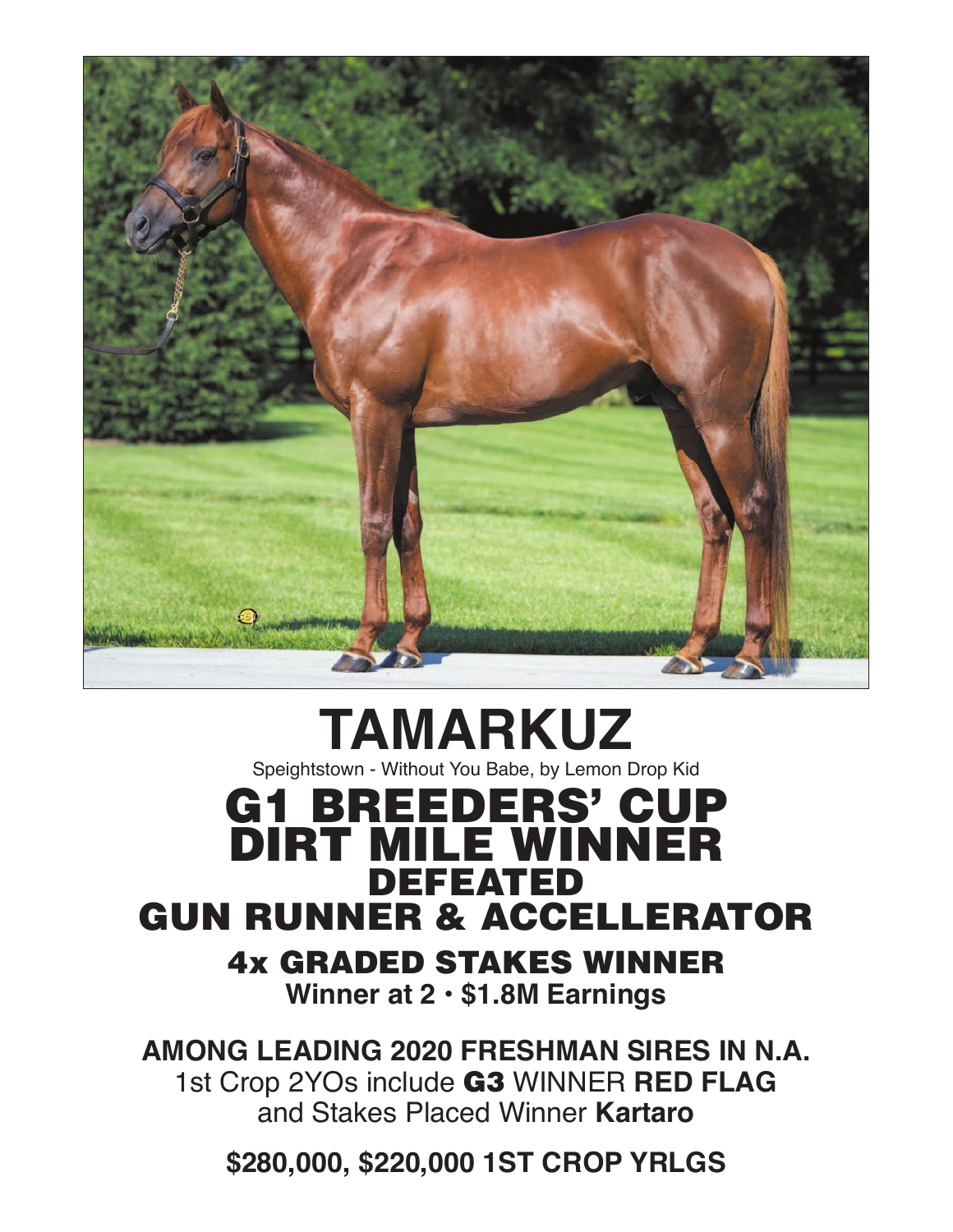# TAMARKUZ

Speightstown - Without You Babe, by Lemon Drop Kid

## G1 BREEDERS' CUP DIRT MILE WINNER

## DEFEATED GUN RUNNER & ACCELLERATOR

### 4x GRADED STAKES WINNER

**Winner at 2 • $1.8M Earnings**

**AMONG LEADING 2020 FRESHMAN SIRES IN N.A.**

1st Crop 2YOs include **G3** WINNER **RED FLAG** and Stakes Placed Winner **Kartaro**

**$280,000, $220,000 1ST CROP YRLGS**